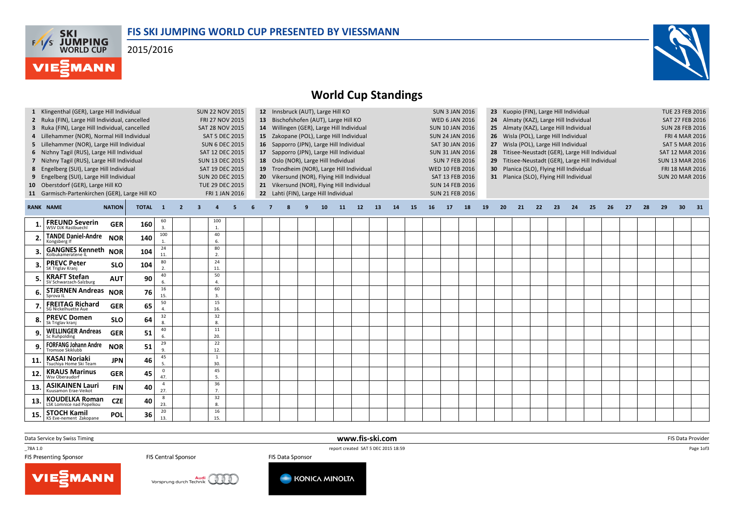# FIS SKI JUMPING WORLD CUP PRESENTED BY VIESSMANN

2015/2016

## World Cup Standings

1 Klingenthal (GER), Large Hill Individual — SUN 22 NOV 2015
2 Ruka (FIN), Large Hill Individual, cancelled — FRI 27 NOV 2015
3 Ruka (FIN), Large Hill Individual, cancelled — SAT 28 NOV 2015
4 Lillehammer (NOR), Normal Hill Individual — SAT 5 DEC 2015
5 Lillehammer (NOR), Large Hill Individual — SUN 6 DEC 2015
6 Nizhny Tagil (RUS), Large Hill Individual — SAT 12 DEC 2015
7 Nizhny Tagil (RUS), Large Hill Individual — SUN 13 DEC 2015
8 Engelberg (SUI), Large Hill Individual — SAT 19 DEC 2015
9 Engelberg (SUI), Large Hill Individual — SUN 20 DEC 2015
10 Oberstdorf (GER), Large Hill KO — TUE 29 DEC 2015
11 Garmisch-Partenkirchen (GER), Large Hill KO — FRI 1 JAN 2016
12 Innsbruck (AUT), Large Hill KO — SUN 3 JAN 2016
13 Bischofshofen (AUT), Large Hill KO — WED 6 JAN 2016
14 Willingen (GER), Large Hill Individual — SUN 10 JAN 2016
15 Zakopane (POL), Large Hill Individual — SUN 24 JAN 2016
16 Sapporro (JPN), Large Hill Individual — SAT 30 JAN 2016
17 Sapporro (JPN), Large Hill Individual — SUN 31 JAN 2016
18 Oslo (NOR), Large Hill Individual — SUN 7 FEB 2016
19 Trondheim (NOR), Large Hill Individual — WED 10 FEB 2016
20 Vikersund (NOR), Flying Hill Individual — SAT 13 FEB 2016
21 Vikersund (NOR), Flying Hill Individual — SUN 14 FEB 2016
22 Lahti (FIN), Large Hill Individual — SUN 21 FEB 2016
23 Kuopio (FIN), Large Hill Individual — TUE 23 FEB 2016
24 Almaty (KAZ), Large Hill Individual — SAT 27 FEB 2016
25 Almaty (KAZ), Large Hill Individual — SUN 28 FEB 2016
26 Wisla (POL), Large Hill Individual — FRI 4 MAR 2016
27 Wisla (POL), Large Hill Individual — SAT 5 MAR 2016
28 Titisee-Neustadt (GER), Large Hill Individual — SAT 12 MAR 2016
29 Titisee-Neustadt (GER), Large Hill Individual — SUN 13 MAR 2016
30 Planica (SLO), Flying Hill Individual — FRI 18 MAR 2016
31 Planica (SLO), Flying Hill Individual — SUN 20 MAR 2016

| RANK | NAME | NATION | TOTAL | 1 | 2 | 3 | 4 | 5 | 6 | 7 | 8 | 9 | 10 | 11 | 12 | 13 | 14 | 15 | 16 | 17 | 18 | 19 | 20 | 21 | 22 | 23 | 24 | 25 | 26 | 27 | 28 | 29 | 30 | 31 |
|---|---|---|---|---|---|---|---|---|---|---|---|---|---|---|---|---|---|---|---|---|---|---|---|---|---|---|---|---|---|---|---|---|---|---|
| 1. | **FREUND Severin** WSV DJK Rastbuechl | GER | 160 | 60 3. | | | 100 1. | | | | | | | | | | | | | | | | | | | | | | | | | | | |
| 2. | **TANDE Daniel-Andre** Kongsberg If | NOR | 140 | 100 1. | | | 40 6. | | | | | | | | | | | | | | | | | | | | | | | | | | | |
| 3. | **GANGNES Kenneth** Kolbukameratene IL | NOR | 104 | 24 11. | | | 80 2. | | | | | | | | | | | | | | | | | | | | | | | | | | | |
| 3. | **PREVC Peter** SK Triglav Kranj | SLO | 104 | 80 2. | | | 24 11. | | | | | | | | | | | | | | | | | | | | | | | | | | | |
| 5. | **KRAFT Stefan** SV Schwarzach-Salzburg | AUT | 90 | 40 6. | | | 50 4. | | | | | | | | | | | | | | | | | | | | | | | | | | | |
| 6. | **STJERNEN Andreas** Sprova IL | NOR | 76 | 16 15. | | | 60 3. | | | | | | | | | | | | | | | | | | | | | | | | | | | |
| 7. | **FREITAG Richard** SG Nickelhuette Aue | GER | 65 | 50 4. | | | 15 16. | | | | | | | | | | | | | | | | | | | | | | | | | | | |
| 8. | **PREVC Domen** Sk Triglav kranj | SLO | 64 | 32 8. | | | 32 8. | | | | | | | | | | | | | | | | | | | | | | | | | | | |
| 9. | **WELLINGER Andreas** Sc Ruhpolding | GER | 51 | 40 6. | | | 11 20. | | | | | | | | | | | | | | | | | | | | | | | | | | | |
| 9. | **FORFANG Johann Andre** Tromsoe Skiklubb | NOR | 51 | 29 9. | | | 22 12. | | | | | | | | | | | | | | | | | | | | | | | | | | | |
| 11. | **KASAI Noriaki** Tsuchiya Home Ski Team | JPN | 46 | 45 5. | | | 1 30. | | | | | | | | | | | | | | | | | | | | | | | | | | | |
| 12. | **KRAUS Marinus** Wsv Oberaudorf | GER | 45 | 0 47. | | | 45 5. | | | | | | | | | | | | | | | | | | | | | | | | | | | |
| 13. | **ASIKAINEN Lauri** Kuusamon Erae-Veikot | FIN | 40 | 4 27. | | | 36 7. | | | | | | | | | | | | | | | | | | | | | | | | | | | |
| 13. | **KOUDELKA Roman** LSK Lomnice nad Popelkou | CZE | 40 | 8 23. | | | 32 8. | | | | | | | | | | | | | | | | | | | | | | | | | | | |
| 15. | **STOCH Kamil** KS Eve-nement Zakopane | POL | 36 | 20 13. | | | 16 15. | | | | | | | | | | | | | | | | | | | | | | | | | | | |

Data Service by Swiss Timing — www.fis-ski.com — FIS Data Provider

_78A 1.0 — report created SAT 5 DEC 2015 18:59

FIS Presenting Sponsor — FIS Central Sponsor — FIS Data Sponsor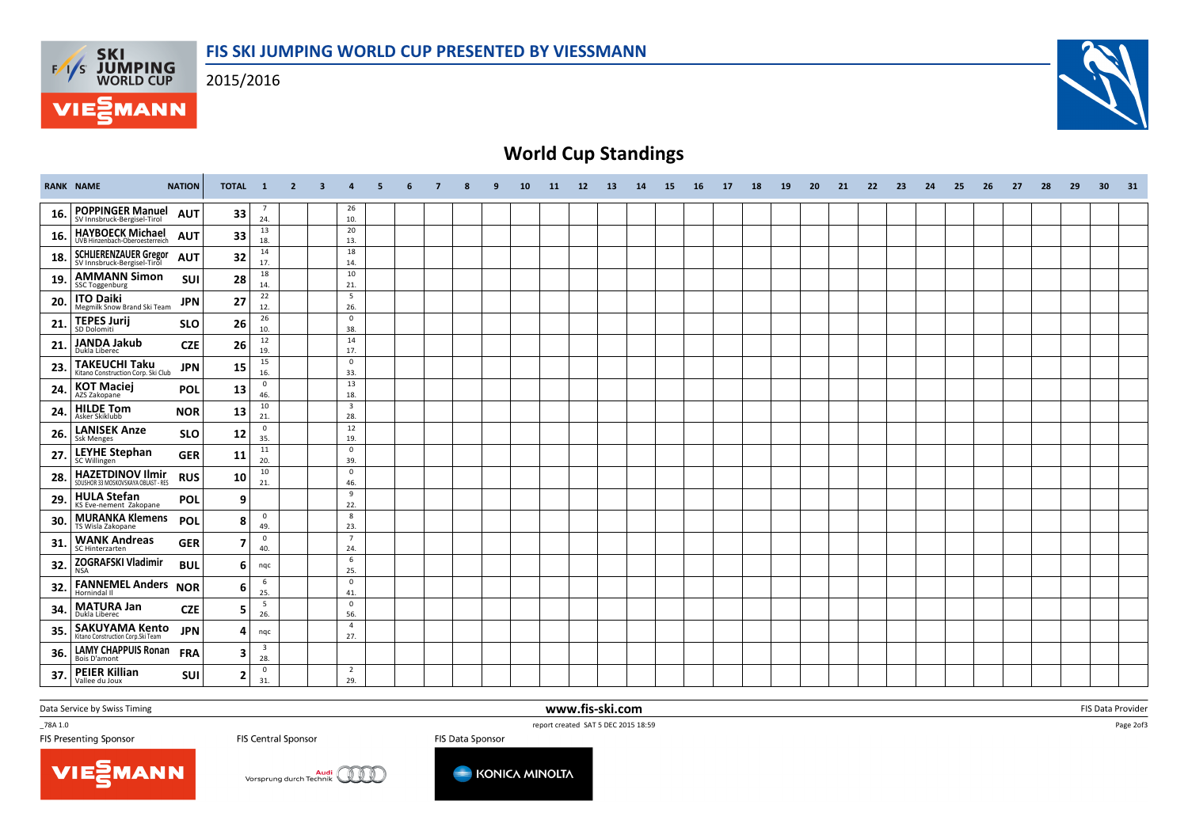## World Cup Standings

| RANK | NAME | NATION | TOTAL | 1 | 2 | 3 | 4 | 5 | 6 | 7 | 8 | 9 | 10 | 11 | 12 | 13 | 14 | 15 | 16 | 17 | 18 | 19 | 20 | 21 | 22 | 23 | 24 | 25 | 26 | 27 | 28 | 29 | 30 | 31 |
|---|---|---|---|---|---|---|---|---|---|---|---|---|---|---|---|---|---|---|---|---|---|---|---|---|---|---|---|---|---|---|---|---|---|---|
| 16. | POPPINGER Manuel SV Innsbruck-Bergisel-Tirol | AUT | 33 | 7 24. | | | 26 10. | | | | | | | | | | | | | | | | | | | | | | | | | | | |
| 16. | HAYBOECK Michael UVB Hinzenbach-Oberoesterreich | AUT | 33 | 13 18. | | | 20 13. | | | | | | | | | | | | | | | | | | | | | | | | | | | |
| 18. | SCHLIERENZAUER Gregor SV Innsbruck-Bergisel-Tirol | AUT | 32 | 14 17. | | | 18 14. | | | | | | | | | | | | | | | | | | | | | | | | | | | |
| 19. | AMMANN Simon SSC Toggenburg | SUI | 28 | 18 14. | | | 10 21. | | | | | | | | | | | | | | | | | | | | | | | | | | | |
| 20. | ITO Daiki Megmilk Snow Brand Ski Team | JPN | 27 | 22 12. | | | 5 26. | | | | | | | | | | | | | | | | | | | | | | | | | | | |
| 21. | TEPES Jurij SD Dolomiti | SLO | 26 | 26 10. | | | 0 38. | | | | | | | | | | | | | | | | | | | | | | | | | | | |
| 21. | JANDA Jakub Dukla Liberec | CZE | 26 | 12 19. | | | 14 17. | | | | | | | | | | | | | | | | | | | | | | | | | | | |
| 23. | TAKEUCHI Taku Kitano Construction Corp. Ski Club | JPN | 15 | 15 16. | | | 0 33. | | | | | | | | | | | | | | | | | | | | | | | | | | | |
| 24. | KOT Maciej AZS Zakopane | POL | 13 | 0 46. | | | 13 18. | | | | | | | | | | | | | | | | | | | | | | | | | | | |
| 24. | HILDE Tom Asker Skiklubb | NOR | 13 | 10 21. | | | 3 28. | | | | | | | | | | | | | | | | | | | | | | | | | | | |
| 26. | LANISEK Anze Ssk Menges | SLO | 12 | 0 35. | | | 12 19. | | | | | | | | | | | | | | | | | | | | | | | | | | | |
| 27. | LEYHE Stephan SC Willingen | GER | 11 | 11 20. | | | 0 39. | | | | | | | | | | | | | | | | | | | | | | | | | | | |
| 28. | HAZETDINOV Ilmir SDUSHOR 33 MOSKOVSKAYA OBLAST - RES | RUS | 10 | 10 21. | | | 0 46. | | | | | | | | | | | | | | | | | | | | | | | | | | | |
| 29. | HULA Stefan KS Eve-nement Zakopane | POL | 9 | | | | 9 22. | | | | | | | | | | | | | | | | | | | | | | | | | | | |
| 30. | MURANKA Klemens TS Wisla Zakopane | POL | 8 | 0 49. | | | 8 23. | | | | | | | | | | | | | | | | | | | | | | | | | | | |
| 31. | WANK Andreas SC Hinterzarten | GER | 7 | 0 40. | | | 7 24. | | | | | | | | | | | | | | | | | | | | | | | | | | | |
| 32. | ZOGRAFSKI Vladimir NSA | BUL | 6 | nqc | | | 6 25. | | | | | | | | | | | | | | | | | | | | | | | | | | | |
| 32. | FANNEMEL Anders Hornindal Il | NOR | 6 | 6 25. | | | 0 41. | | | | | | | | | | | | | | | | | | | | | | | | | | | |
| 34. | MATURA Jan Dukla Liberec | CZE | 5 | 5 26. | | | 0 56. | | | | | | | | | | | | | | | | | | | | | | | | | | | |
| 35. | SAKUYAMA Kento Kitano Construction Corp.Ski Team | JPN | 4 | nqc | | | 4 27. | | | | | | | | | | | | | | | | | | | | | | | | | | | |
| 36. | LAMY CHAPPUIS Ronan Bois D'amont | FRA | 3 | 3 28. | | | | | | | | | | | | | | | | | | | | | | | | | | | | | | |
| 37. | PEIER Killian Vallee du Joux | SUI | 2 | 0 31. | | | 2 29. | | | | | | | | | | | | | | | | | | | | | | | | | | | |

Data Service by Swiss Timing — www.fis-ski.com — FIS Data Provider

_78A 1.0 — report created SAT 5 DEC 2015 18:59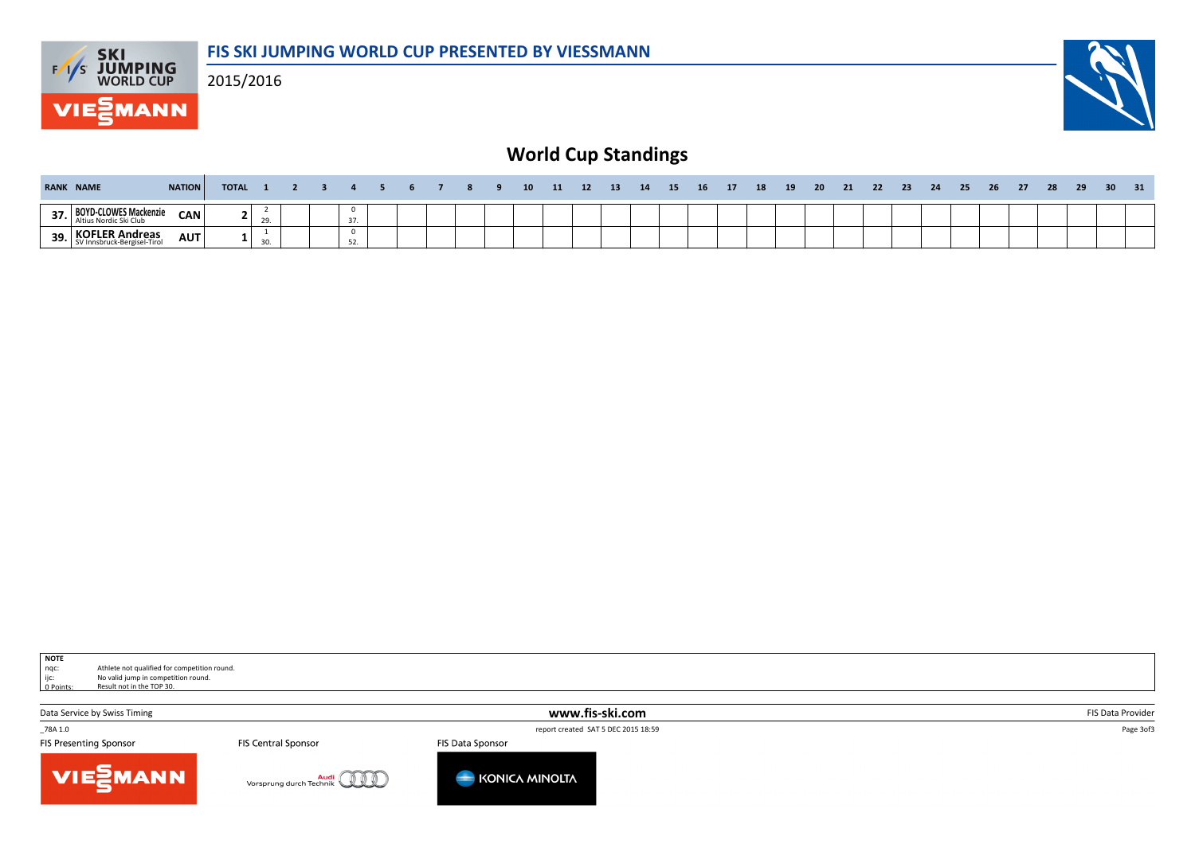# World Cup Standings

| RANK | NAME | NATION | TOTAL | 1 | 2 | 3 | 4 | 5 | 6 | 7 | 8 | 9 | 10 | 11 | 12 | 13 | 14 | 15 | 16 | 17 | 18 | 19 | 20 | 21 | 22 | 23 | 24 | 25 | 26 | 27 | 28 | 29 | 30 | 31 |
|---|---|---|---|---|---|---|---|---|---|---|---|---|---|---|---|---|---|---|---|---|---|---|---|---|---|---|---|---|---|---|---|---|---|---|
| 37. | **BOYD-CLOWES Mackenzie** Altius Nordic Ski Club | CAN | 2 | 2 29. | | | 0 37. | | | | | | | | | | | | | | | | | | | | | | | | | | | |
| 39. | **KOFLER Andreas** SV Innsbruck-Bergisel-Tirol | AUT | 1 | 1 30. | | | 0 52. | | | | | | | | | | | | | | | | | | | | | | | | | | | |

**NOTE**

- nqc: Athlete not qualified for competition round.
- ijc: No valid jump in competition round.
- 0 Points: Result not in the TOP 30.

Data Service by Swiss Timing

www.fis-ski.com

FIS Data Provider

_78A 1.0

report created SAT 5 DEC 2015 18:59

FIS Presenting Sponsor

FIS Central Sponsor

FIS Data Sponsor